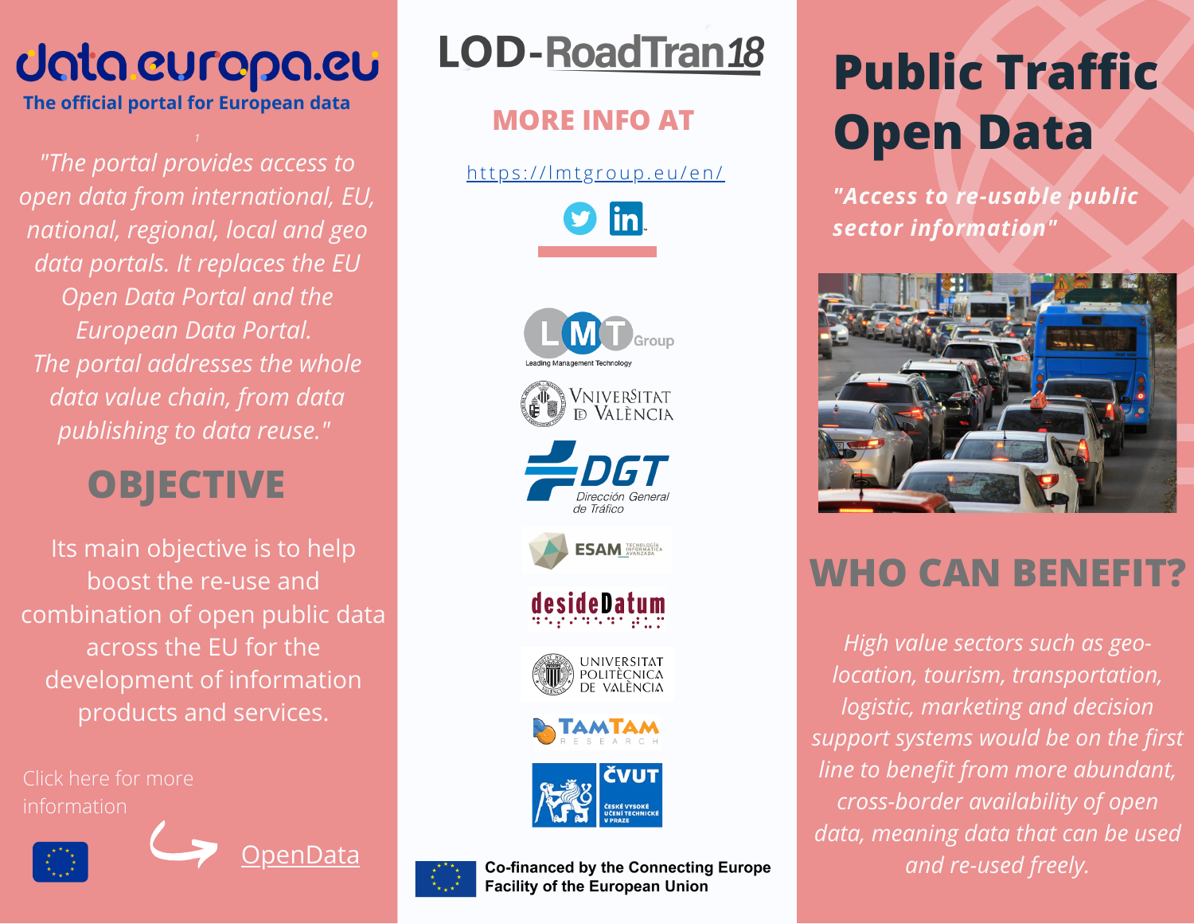# data.europa.eu

**The official portal for European data**

*"The portal provides access to open data from international, EU, national, regional, local and geo data portals. It replaces the EU Open Data Portal and the European Data Portal. The portal addresses the whole data value chain, from data publishing to data reuse."*

## OBJECTIVE

Its main objective is to help boost the re-use and combination of open public data across the EU for the development of information products and services.

Click here for more information

OpenData

# LOD-RoadTran18

## MORE INFO AT

https://lmtgroup.eu/en/

LMT Group – Leading Management Technology

Universitat de València

DGT Dirección General de Tráfico

ESAM Tecnología Informática Avanzada

desideDatum

Universitat Politècnica de València

TAMTAM Research

ČVUT České vysoké učení technické v Praze

Co-financed by the Connecting Europe Facility of the European Union

# Public Traffic Open Data

***"Access to re-usable public sector information"***

## WHO CAN BENEFIT?

*High value sectors such as geo-location, tourism, transportation, logistic, marketing and decision support systems would be on the first line to benefit from more abundant, cross-border availability of open data, meaning data that can be used and re-used freely.*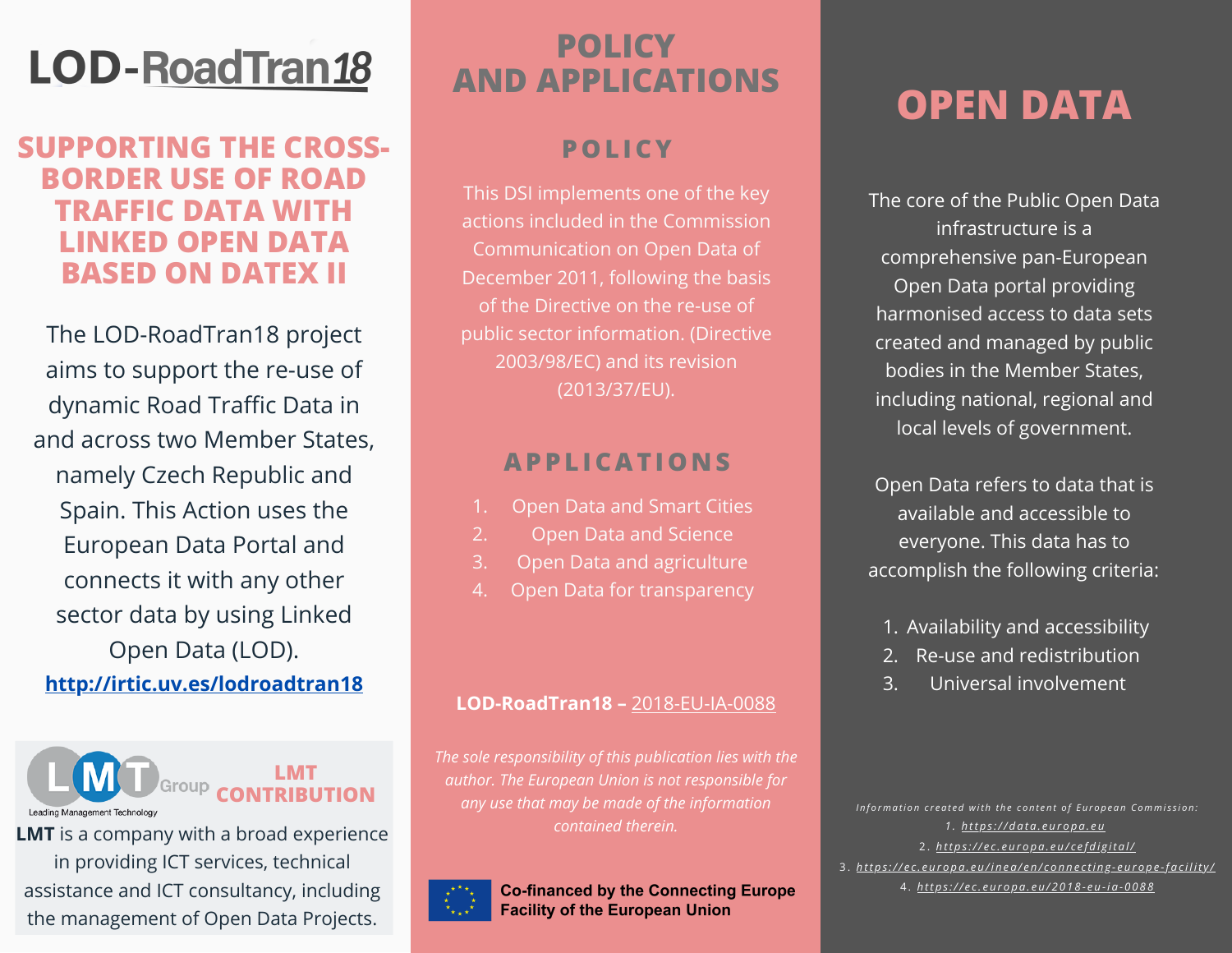# LOD-RoadTran18

## SUPPORTING THE CROSS-BORDER USE OF ROAD TRAFFIC DATA WITH LINKED OPEN DATA BASED ON DATEX II

The LOD-RoadTran18 project aims to support the re-use of dynamic Road Traffic Data in and across two Member States, namely Czech Republic and Spain. This Action uses the European Data Portal and connects it with any other sector data by using Linked Open Data (LOD).

**http://irtic.uv.es/lodroadtran18**

LMT Group – Leading Management Technology

### LMT CONTRIBUTION

**LMT** is a company with a broad experience in providing ICT services, technical assistance and ICT consultancy, including the management of Open Data Projects.

# POLICY AND APPLICATIONS

## POLICY

This DSI implements one of the key actions included in the Commission Communication on Open Data of December 2011, following the basis of the Directive on the re-use of public sector information. (Directive 2003/98/EC) and its revision (2013/37/EU).

## APPLICATIONS

1. Open Data and Smart Cities
2. Open Data and Science
3. Open Data and agriculture
4. Open Data for transparency

**LOD-RoadTran18 –** 2018-EU-IA-0088

*The sole responsibility of this publication lies with the author. The European Union is not responsible for any use that may be made of the information contained therein.*

**Co-financed by the Connecting Europe Facility of the European Union**

# OPEN DATA

The core of the Public Open Data infrastructure is a comprehensive pan-European Open Data portal providing harmonised access to data sets created and managed by public bodies in the Member States, including national, regional and local levels of government.

Open Data refers to data that is available and accessible to everyone. This data has to accomplish the following criteria:

1. Availability and accessibility
2. Re-use and redistribution
3. Universal involvement

*Information created with the content of European Commission:*

1. https://data.europa.eu
2. https://ec.europa.eu/cefdigital/
3. https://ec.europa.eu/inea/en/connecting-europe-facility/
4. https://ec.europa.eu/2018-eu-ia-0088